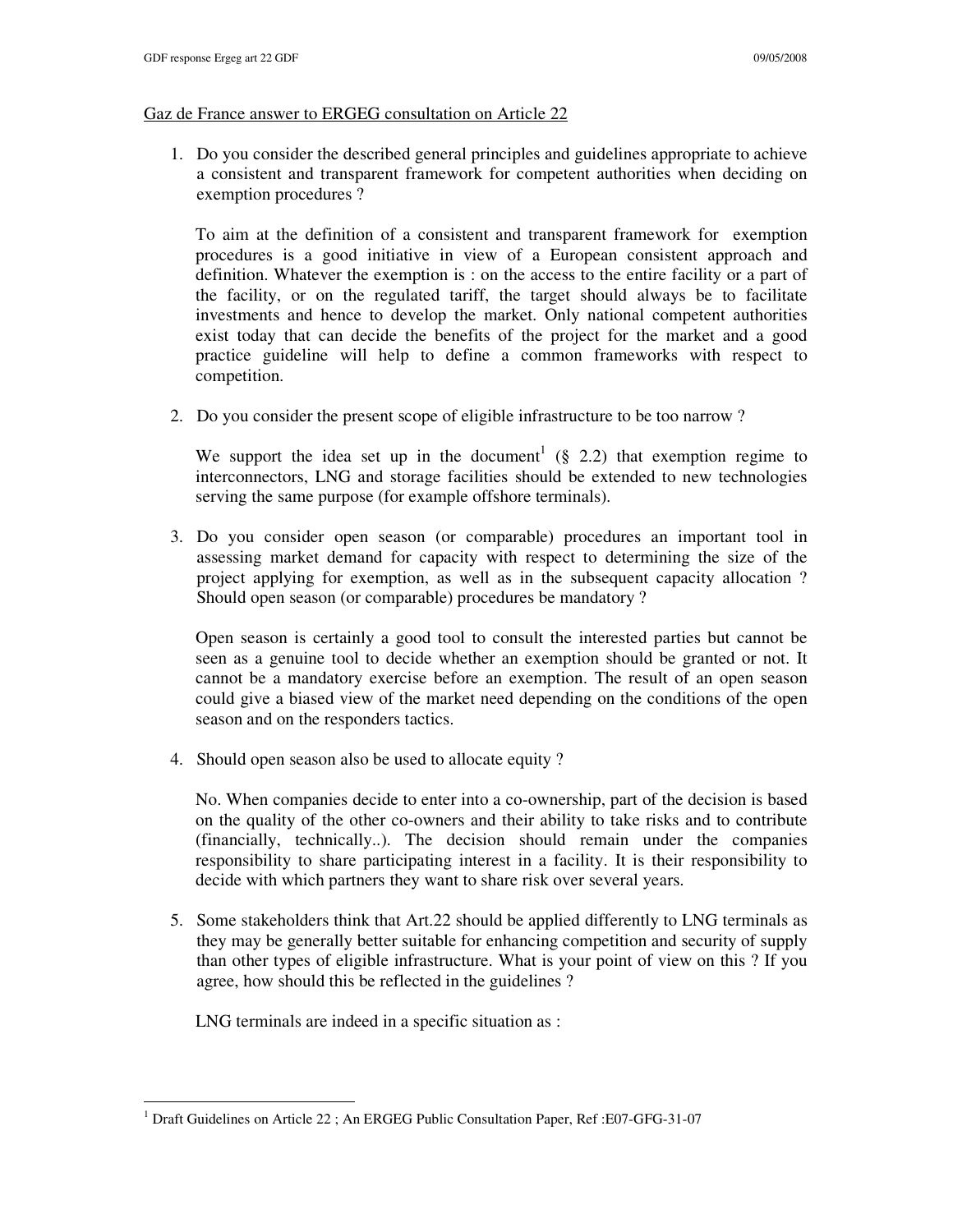Gaz de France answer to ERGEG consultation on Article 22

1. Do you consider the described general principles and guidelines appropriate to achieve a consistent and transparent framework for competent authorities when deciding on exemption procedures ?

   To aim at the definition of a consistent and transparent framework for exemption procedures is a good initiative in view of a European consistent approach and definition. Whatever the exemption is : on the access to the entire facility or a part of the facility, or on the regulated tariff, the target should always be to facilitate investments and hence to develop the market. Only national competent authorities exist today that can decide the benefits of the project for the market and a good practice guideline will help to define a common frameworks with respect to competition.

2. Do you consider the present scope of eligible infrastructure to be too narrow ?

   We support the idea set up in the document[1] (§ 2.2) that exemption regime to interconnectors, LNG and storage facilities should be extended to new technologies serving the same purpose (for example offshore terminals).

3. Do you consider open season (or comparable) procedures an important tool in assessing market demand for capacity with respect to determining the size of the project applying for exemption, as well as in the subsequent capacity allocation ? Should open season (or comparable) procedures be mandatory ?

   Open season is certainly a good tool to consult the interested parties but cannot be seen as a genuine tool to decide whether an exemption should be granted or not. It cannot be a mandatory exercise before an exemption. The result of an open season could give a biased view of the market need depending on the conditions of the open season and on the responders tactics.

4. Should open season also be used to allocate equity ?

   No. When companies decide to enter into a co-ownership, part of the decision is based on the quality of the other co-owners and their ability to take risks and to contribute (financially, technically..). The decision should remain under the companies responsibility to share participating interest in a facility. It is their responsibility to decide with which partners they want to share risk over several years.

5. Some stakeholders think that Art.22 should be applied differently to LNG terminals as they may be generally better suitable for enhancing competition and security of supply than other types of eligible infrastructure. What is your point of view on this ? If you agree, how should this be reflected in the guidelines ?

   LNG terminals are indeed in a specific situation as :

[1] Draft Guidelines on Article 22 ; An ERGEG Public Consultation Paper, Ref :E07-GFG-31-07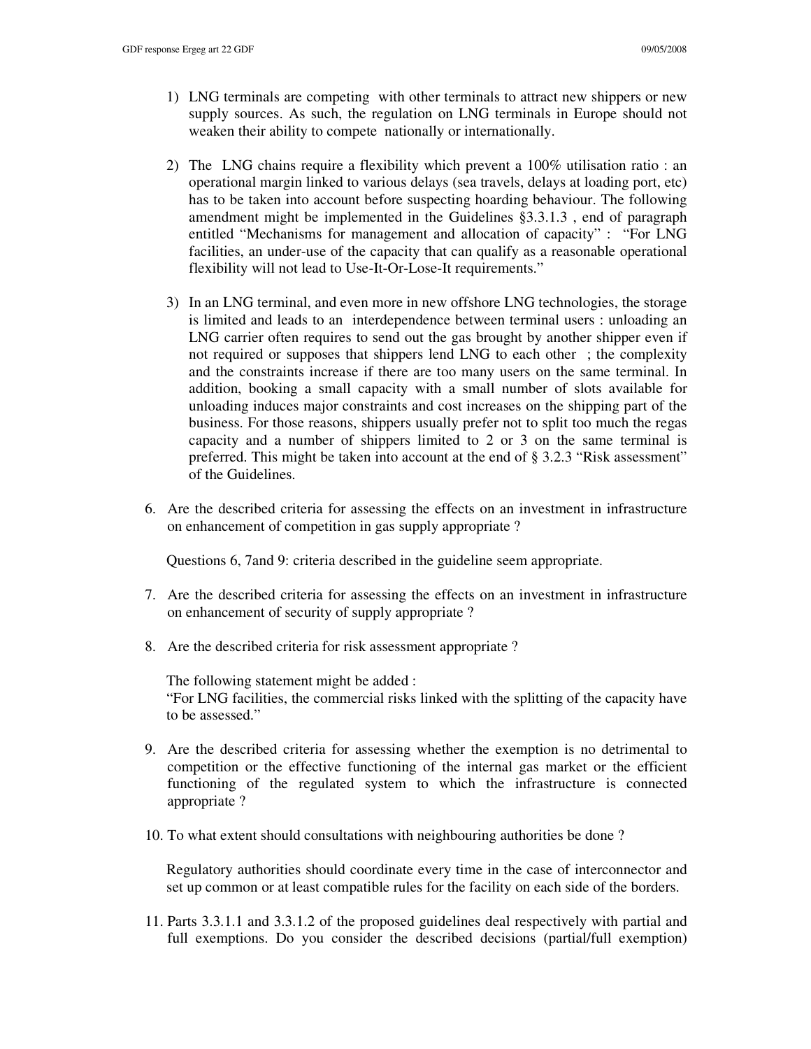1) LNG terminals are competing with other terminals to attract new shippers or new supply sources. As such, the regulation on LNG terminals in Europe should not weaken their ability to compete nationally or internationally.

2) The LNG chains require a flexibility which prevent a 100% utilisation ratio : an operational margin linked to various delays (sea travels, delays at loading port, etc) has to be taken into account before suspecting hoarding behaviour. The following amendment might be implemented in the Guidelines §3.3.1.3 , end of paragraph entitled "Mechanisms for management and allocation of capacity" : "For LNG facilities, an under-use of the capacity that can qualify as a reasonable operational flexibility will not lead to Use-It-Or-Lose-It requirements."

3) In an LNG terminal, and even more in new offshore LNG technologies, the storage is limited and leads to an interdependence between terminal users : unloading an LNG carrier often requires to send out the gas brought by another shipper even if not required or supposes that shippers lend LNG to each other ; the complexity and the constraints increase if there are too many users on the same terminal. In addition, booking a small capacity with a small number of slots available for unloading induces major constraints and cost increases on the shipping part of the business. For those reasons, shippers usually prefer not to split too much the regas capacity and a number of shippers limited to 2 or 3 on the same terminal is preferred. This might be taken into account at the end of § 3.2.3 "Risk assessment" of the Guidelines.

6. Are the described criteria for assessing the effects on an investment in infrastructure on enhancement of competition in gas supply appropriate ?

   Questions 6, 7and 9: criteria described in the guideline seem appropriate.

7. Are the described criteria for assessing the effects on an investment in infrastructure on enhancement of security of supply appropriate ?

8. Are the described criteria for risk assessment appropriate ?

   The following statement might be added :
   "For LNG facilities, the commercial risks linked with the splitting of the capacity have to be assessed."

9. Are the described criteria for assessing whether the exemption is no detrimental to competition or the effective functioning of the internal gas market or the efficient functioning of the regulated system to which the infrastructure is connected appropriate ?

10. To what extent should consultations with neighbouring authorities be done ?

    Regulatory authorities should coordinate every time in the case of interconnector and set up common or at least compatible rules for the facility on each side of the borders.

11. Parts 3.3.1.1 and 3.3.1.2 of the proposed guidelines deal respectively with partial and full exemptions. Do you consider the described decisions (partial/full exemption)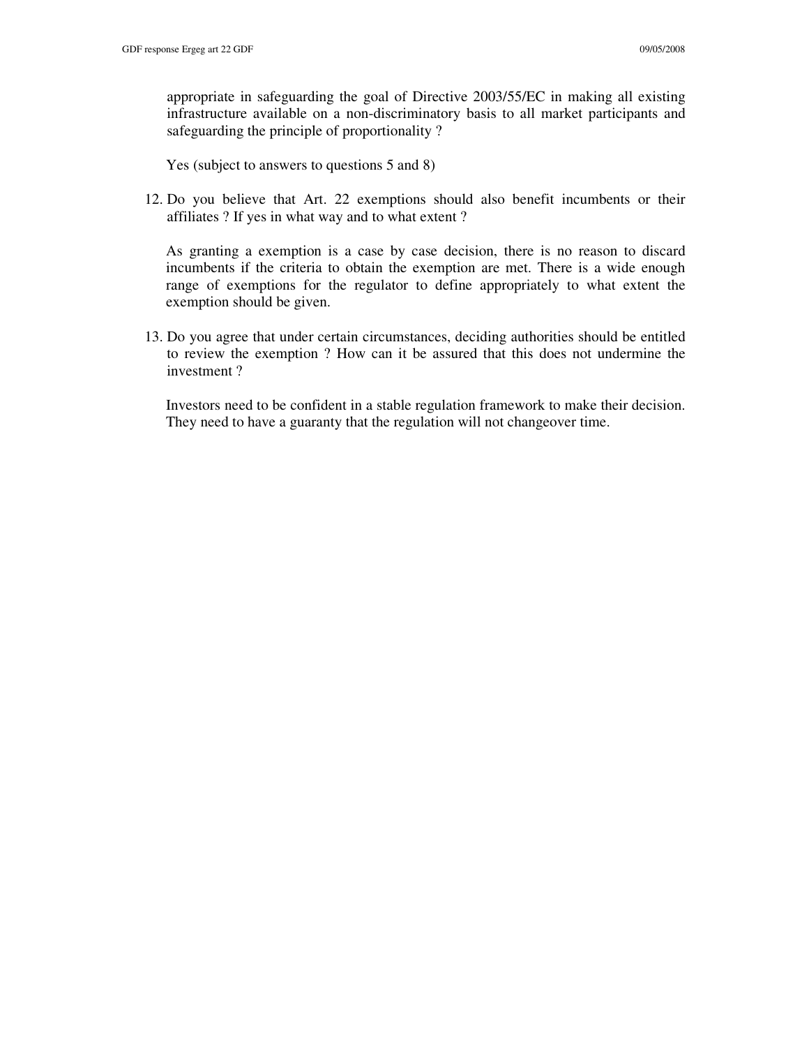appropriate in safeguarding the goal of Directive 2003/55/EC in making all existing infrastructure available on a non-discriminatory basis to all market participants and safeguarding the principle of proportionality ?

Yes (subject to answers to questions 5 and 8)

12. Do you believe that Art. 22 exemptions should also benefit incumbents or their affiliates ? If yes in what way and to what extent ?

    As granting a exemption is a case by case decision, there is no reason to discard incumbents if the criteria to obtain the exemption are met. There is a wide enough range of exemptions for the regulator to define appropriately to what extent the exemption should be given.

13. Do you agree that under certain circumstances, deciding authorities should be entitled to review the exemption ? How can it be assured that this does not undermine the investment ?

    Investors need to be confident in a stable regulation framework to make their decision. They need to have a guaranty that the regulation will not changeover time.